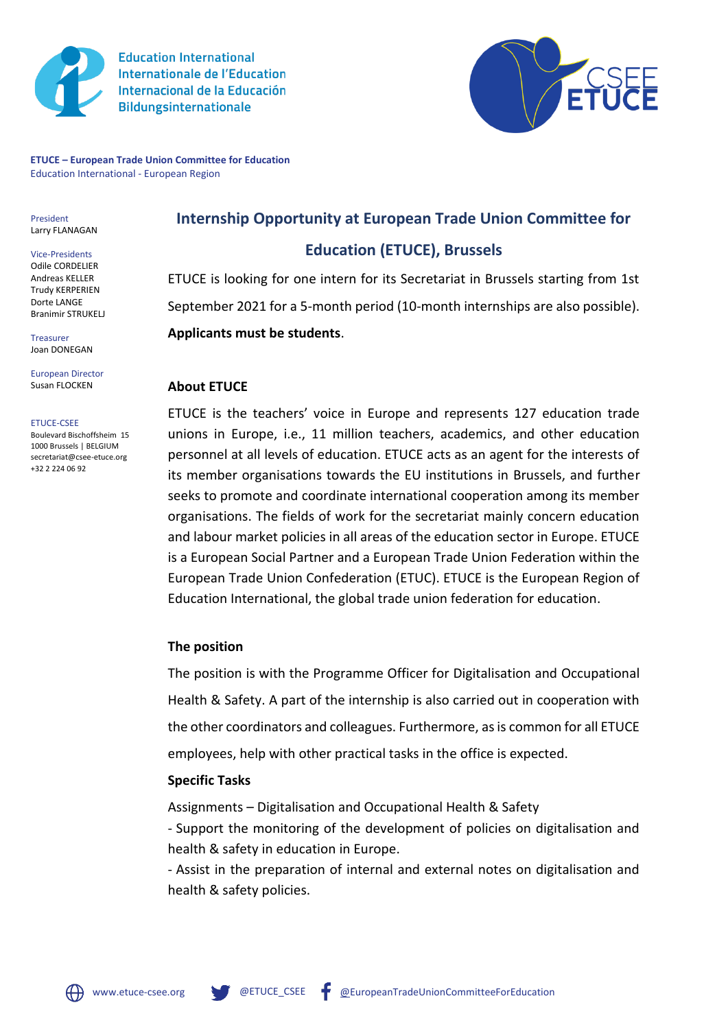Education International
Internationale de l'Education
Internacional de la Educación
Bildungsinternationale

**ETUCE – European Trade Union Committee for Education**
Education International - European Region

President
Larry FLANAGAN

Vice-Presidents
Odile CORDELIER
Andreas KELLER
Trudy KERPERIEN
Dorte LANGE
Branimir STRUKELJ

Treasurer
Joan DONEGAN

European Director
Susan FLOCKEN

ETUCE-CSEE
Boulevard Bischoffsheim 15
1000 Brussels | BELGIUM
secretariat@csee-etuce.org
+32 2 224 06 92

## Internship Opportunity at European Trade Union Committee for Education (ETUCE), Brussels

ETUCE is looking for one intern for its Secretariat in Brussels starting from 1st September 2021 for a 5-month period (10-month internships are also possible). **Applicants must be students**.

### About ETUCE

ETUCE is the teachers' voice in Europe and represents 127 education trade unions in Europe, i.e., 11 million teachers, academics, and other education personnel at all levels of education. ETUCE acts as an agent for the interests of its member organisations towards the EU institutions in Brussels, and further seeks to promote and coordinate international cooperation among its member organisations. The fields of work for the secretariat mainly concern education and labour market policies in all areas of the education sector in Europe. ETUCE is a European Social Partner and a European Trade Union Federation within the European Trade Union Confederation (ETUC). ETUCE is the European Region of Education International, the global trade union federation for education.

### The position

The position is with the Programme Officer for Digitalisation and Occupational Health & Safety. A part of the internship is also carried out in cooperation with the other coordinators and colleagues. Furthermore, as is common for all ETUCE employees, help with other practical tasks in the office is expected.

### Specific Tasks

Assignments – Digitalisation and Occupational Health & Safety
- Support the monitoring of the development of policies on digitalisation and health & safety in education in Europe.
- Assist in the preparation of internal and external notes on digitalisation and health & safety policies.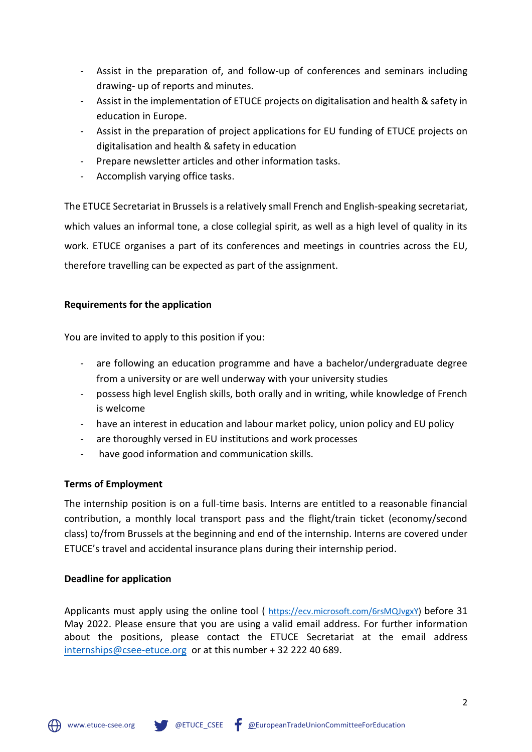- Assist in the preparation of, and follow-up of conferences and seminars including drawing- up of reports and minutes.
- Assist in the implementation of ETUCE projects on digitalisation and health & safety in education in Europe.
- Assist in the preparation of project applications for EU funding of ETUCE projects on digitalisation and health & safety in education
- Prepare newsletter articles and other information tasks.
- Accomplish varying office tasks.

The ETUCE Secretariat in Brussels is a relatively small French and English-speaking secretariat, which values an informal tone, a close collegial spirit, as well as a high level of quality in its work. ETUCE organises a part of its conferences and meetings in countries across the EU, therefore travelling can be expected as part of the assignment.

**Requirements for the application**

You are invited to apply to this position if you:

- are following an education programme and have a bachelor/undergraduate degree from a university or are well underway with your university studies
- possess high level English skills, both orally and in writing, while knowledge of French is welcome
- have an interest in education and labour market policy, union policy and EU policy
- are thoroughly versed in EU institutions and work processes
- have good information and communication skills.

**Terms of Employment**

The internship position is on a full-time basis. Interns are entitled to a reasonable financial contribution, a monthly local transport pass and the flight/train ticket (economy/second class) to/from Brussels at the beginning and end of the internship. Interns are covered under ETUCE's travel and accidental insurance plans during their internship period.

**Deadline for application**

Applicants must apply using the online tool ( https://ecv.microsoft.com/6rsMQJvgxY) before 31 May 2022. Please ensure that you are using a valid email address. For further information about the positions, please contact the ETUCE Secretariat at the email address internships@csee-etuce.org or at this number + 32 222 40 689.